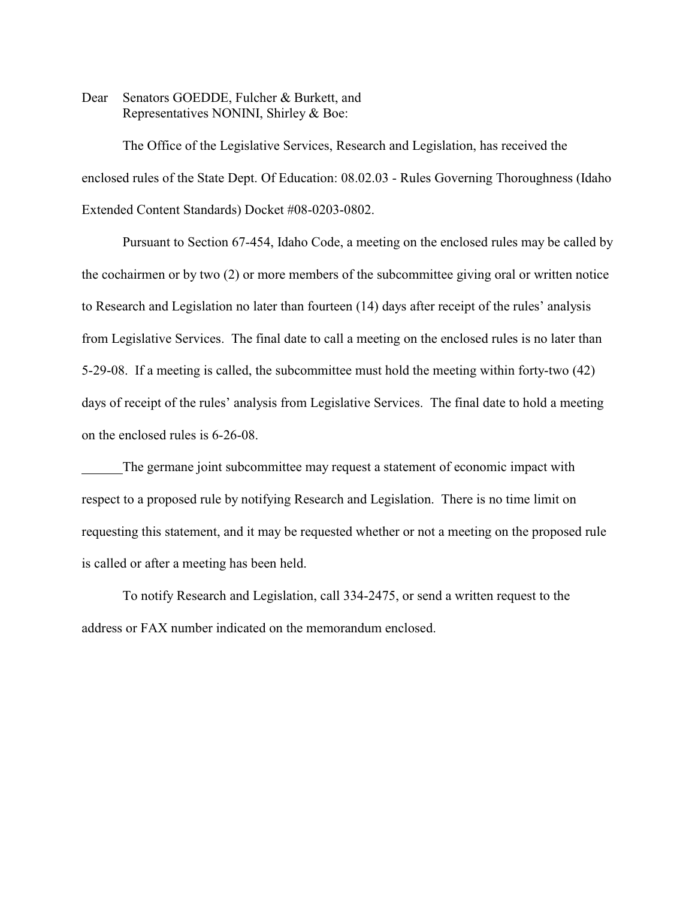Dear Senators GOEDDE, Fulcher & Burkett, and
Representatives NONINI, Shirley & Boe:

The Office of the Legislative Services, Research and Legislation, has received the enclosed rules of the State Dept. Of Education: 08.02.03 - Rules Governing Thoroughness (Idaho Extended Content Standards) Docket #08-0203-0802.

Pursuant to Section 67-454, Idaho Code, a meeting on the enclosed rules may be called by the cochairmen or by two (2) or more members of the subcommittee giving oral or written notice to Research and Legislation no later than fourteen (14) days after receipt of the rules' analysis from Legislative Services. The final date to call a meeting on the enclosed rules is no later than 5-29-08. If a meeting is called, the subcommittee must hold the meeting within forty-two (42) days of receipt of the rules' analysis from Legislative Services. The final date to hold a meeting on the enclosed rules is 6-26-08.

______The germane joint subcommittee may request a statement of economic impact with respect to a proposed rule by notifying Research and Legislation. There is no time limit on requesting this statement, and it may be requested whether or not a meeting on the proposed rule is called or after a meeting has been held.

To notify Research and Legislation, call 334-2475, or send a written request to the address or FAX number indicated on the memorandum enclosed.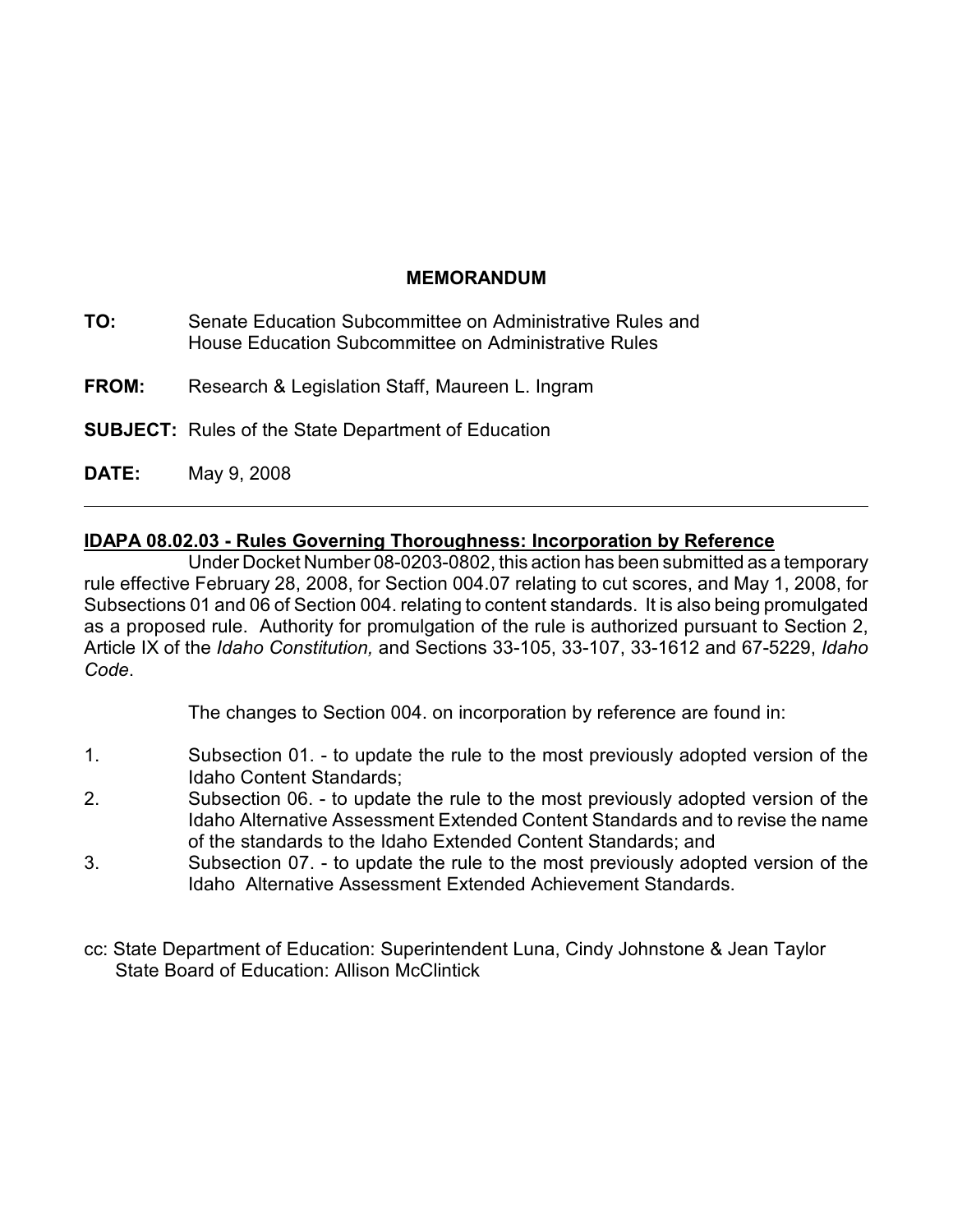# MEMORANDUM

**TO:** Senate Education Subcommittee on Administrative Rules and House Education Subcommittee on Administrative Rules

**FROM:** Research & Legislation Staff, Maureen L. Ingram

**SUBJECT:** Rules of the State Department of Education

**DATE:** May 9, 2008

---

**IDAPA 08.02.03 - Rules Governing Thoroughness: Incorporation by Reference**

Under Docket Number 08-0203-0802, this action has been submitted as a temporary rule effective February 28, 2008, for Section 004.07 relating to cut scores, and May 1, 2008, for Subsections 01 and 06 of Section 004. relating to content standards. It is also being promulgated as a proposed rule. Authority for promulgation of the rule is authorized pursuant to Section 2, Article IX of the *Idaho Constitution,* and Sections 33-105, 33-107, 33-1612 and 67-5229, *Idaho Code*.

The changes to Section 004. on incorporation by reference are found in:

1. Subsection 01. - to update the rule to the most previously adopted version of the Idaho Content Standards;
2. Subsection 06. - to update the rule to the most previously adopted version of the Idaho Alternative Assessment Extended Content Standards and to revise the name of the standards to the Idaho Extended Content Standards; and
3. Subsection 07. - to update the rule to the most previously adopted version of the Idaho Alternative Assessment Extended Achievement Standards.

cc: State Department of Education: Superintendent Luna, Cindy Johnstone & Jean Taylor
State Board of Education: Allison McClintick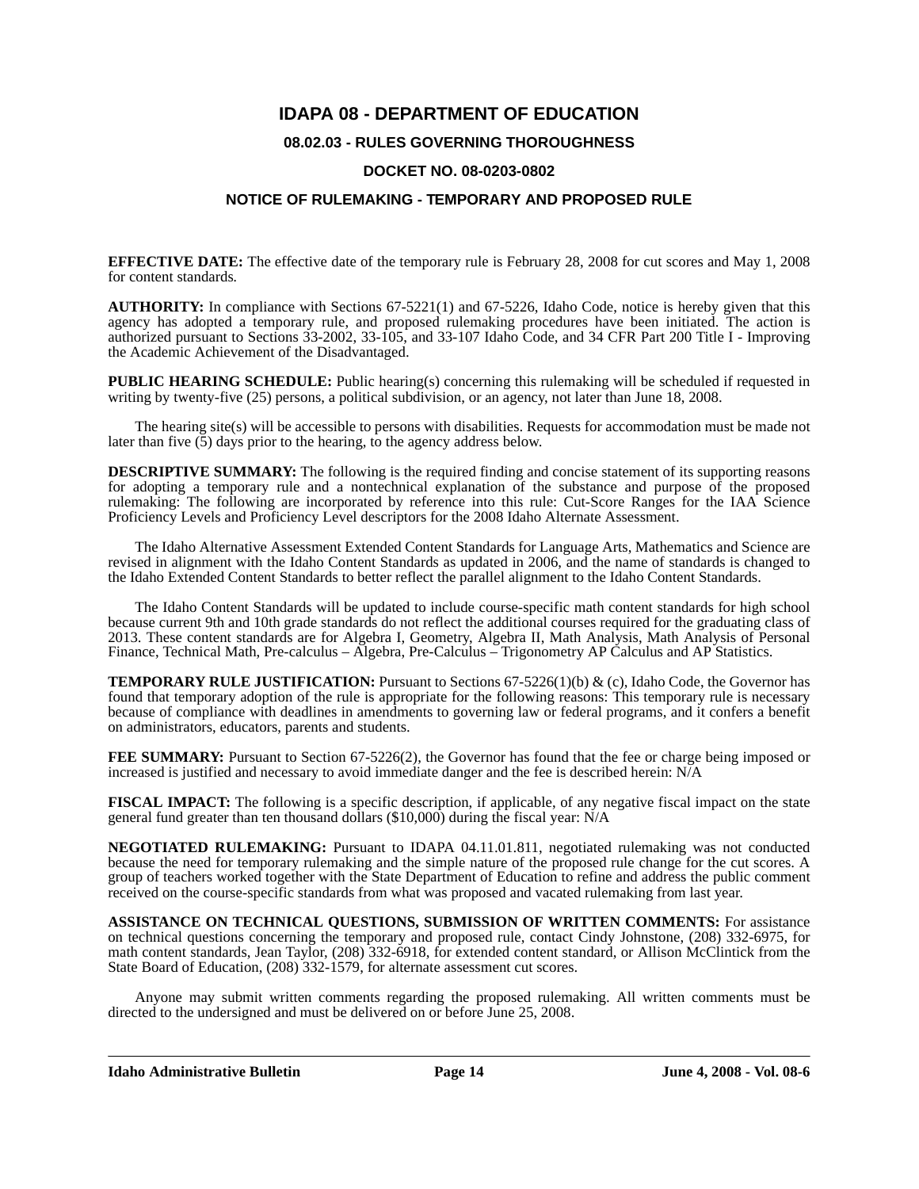# IDAPA 08 - DEPARTMENT OF EDUCATION

## 08.02.03 - RULES GOVERNING THOROUGHNESS

## DOCKET NO. 08-0203-0802

## NOTICE OF RULEMAKING - TEMPORARY AND PROPOSED RULE

**EFFECTIVE DATE:** The effective date of the temporary rule is February 28, 2008 for cut scores and May 1, 2008 for content standards.

**AUTHORITY:** In compliance with Sections 67-5221(1) and 67-5226, Idaho Code, notice is hereby given that this agency has adopted a temporary rule, and proposed rulemaking procedures have been initiated. The action is authorized pursuant to Sections 33-2002, 33-105, and 33-107 Idaho Code, and 34 CFR Part 200 Title I - Improving the Academic Achievement of the Disadvantaged.

**PUBLIC HEARING SCHEDULE:** Public hearing(s) concerning this rulemaking will be scheduled if requested in writing by twenty-five (25) persons, a political subdivision, or an agency, not later than June 18, 2008.

The hearing site(s) will be accessible to persons with disabilities. Requests for accommodation must be made not later than five (5) days prior to the hearing, to the agency address below.

**DESCRIPTIVE SUMMARY:** The following is the required finding and concise statement of its supporting reasons for adopting a temporary rule and a nontechnical explanation of the substance and purpose of the proposed rulemaking: The following are incorporated by reference into this rule: Cut-Score Ranges for the IAA Science Proficiency Levels and Proficiency Level descriptors for the 2008 Idaho Alternate Assessment.

The Idaho Alternative Assessment Extended Content Standards for Language Arts, Mathematics and Science are revised in alignment with the Idaho Content Standards as updated in 2006, and the name of standards is changed to the Idaho Extended Content Standards to better reflect the parallel alignment to the Idaho Content Standards.

The Idaho Content Standards will be updated to include course-specific math content standards for high school because current 9th and 10th grade standards do not reflect the additional courses required for the graduating class of 2013. These content standards are for Algebra I, Geometry, Algebra II, Math Analysis, Math Analysis of Personal Finance, Technical Math, Pre-calculus – Algebra, Pre-Calculus – Trigonometry AP Calculus and AP Statistics.

**TEMPORARY RULE JUSTIFICATION:** Pursuant to Sections 67-5226(1)(b) & (c), Idaho Code, the Governor has found that temporary adoption of the rule is appropriate for the following reasons: This temporary rule is necessary because of compliance with deadlines in amendments to governing law or federal programs, and it confers a benefit on administrators, educators, parents and students.

**FEE SUMMARY:** Pursuant to Section 67-5226(2), the Governor has found that the fee or charge being imposed or increased is justified and necessary to avoid immediate danger and the fee is described herein: N/A

**FISCAL IMPACT:** The following is a specific description, if applicable, of any negative fiscal impact on the state general fund greater than ten thousand dollars ($10,000) during the fiscal year: N/A

**NEGOTIATED RULEMAKING:** Pursuant to IDAPA 04.11.01.811, negotiated rulemaking was not conducted because the need for temporary rulemaking and the simple nature of the proposed rule change for the cut scores. A group of teachers worked together with the State Department of Education to refine and address the public comment received on the course-specific standards from what was proposed and vacated rulemaking from last year.

**ASSISTANCE ON TECHNICAL QUESTIONS, SUBMISSION OF WRITTEN COMMENTS:** For assistance on technical questions concerning the temporary and proposed rule, contact Cindy Johnstone, (208) 332-6975, for math content standards, Jean Taylor, (208) 332-6918, for extended content standard, or Allison McClintick from the State Board of Education, (208) 332-1579, for alternate assessment cut scores.

Anyone may submit written comments regarding the proposed rulemaking. All written comments must be directed to the undersigned and must be delivered on or before June 25, 2008.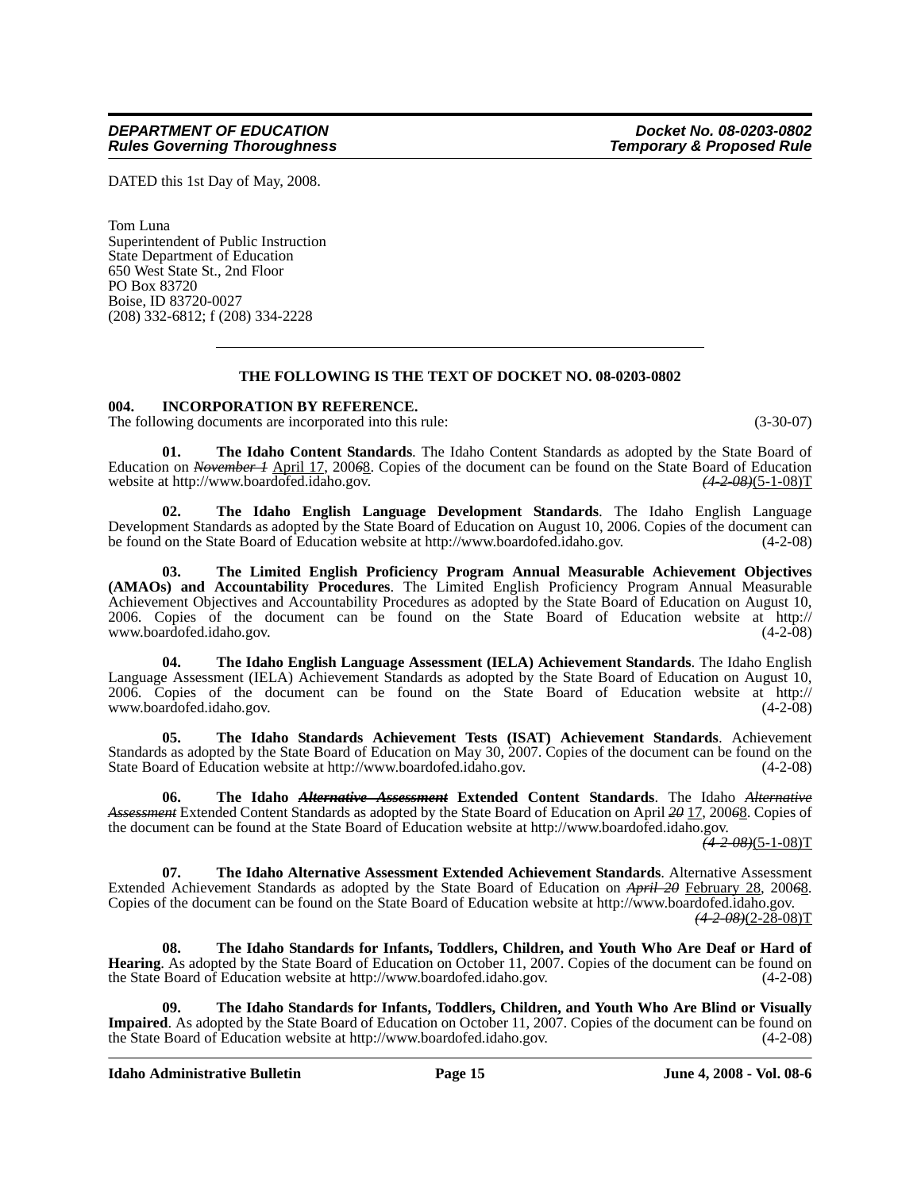DATED this 1st Day of May, 2008.

Tom Luna
Superintendent of Public Instruction
State Department of Education
650 West State St., 2nd Floor
PO Box 83720
Boise, ID 83720-0027
(208) 332-6812; f (208) 334-2228

---

**THE FOLLOWING IS THE TEXT OF DOCKET NO. 08-0203-0802**

**004. INCORPORATION BY REFERENCE.**

The following documents are incorporated into this rule: (3-30-07)

**01. The Idaho Content Standards**. The Idaho Content Standards as adopted by the State Board of Education on ~~*November 1*~~ April 17, 200~~*6*~~8. Copies of the document can be found on the State Board of Education website at http://www.boardofed.idaho.gov. ~~*(4-2-08)*~~(5-1-08)T

**02. The Idaho English Language Development Standards**. The Idaho English Language Development Standards as adopted by the State Board of Education on August 10, 2006. Copies of the document can be found on the State Board of Education website at http://www.boardofed.idaho.gov. (4-2-08)

**03. The Limited English Proficiency Program Annual Measurable Achievement Objectives (AMAOs) and Accountability Procedures**. The Limited English Proficiency Program Annual Measurable Achievement Objectives and Accountability Procedures as adopted by the State Board of Education on August 10, 2006. Copies of the document can be found on the State Board of Education website at http://www.boardofed.idaho.gov. (4-2-08)

**04. The Idaho English Language Assessment (IELA) Achievement Standards**. The Idaho English Language Assessment (IELA) Achievement Standards as adopted by the State Board of Education on August 10, 2006. Copies of the document can be found on the State Board of Education website at http://www.boardofed.idaho.gov. (4-2-08)

**05. The Idaho Standards Achievement Tests (ISAT) Achievement Standards**. Achievement Standards as adopted by the State Board of Education on May 30, 2007. Copies of the document can be found on the State Board of Education website at http://www.boardofed.idaho.gov. (4-2-08)

**06. The Idaho ~~*Alternative Assessment*~~ Extended Content Standards**. The Idaho ~~*Alternative Assessment*~~ Extended Content Standards as adopted by the State Board of Education on April ~~*20*~~ 17, 200~~*6*~~8. Copies of the document can be found at the State Board of Education website at http://www.boardofed.idaho.gov. ~~*(4-2-08)*~~(5-1-08)T

**07. The Idaho Alternative Assessment Extended Achievement Standards**. Alternative Assessment Extended Achievement Standards as adopted by the State Board of Education on ~~*April 20*~~ February 28, 200~~*6*~~8. Copies of the document can be found on the State Board of Education website at http://www.boardofed.idaho.gov. ~~*(4-2-08)*~~(2-28-08)T

**08. The Idaho Standards for Infants, Toddlers, Children, and Youth Who Are Deaf or Hard of Hearing**. As adopted by the State Board of Education on October 11, 2007. Copies of the document can be found on the State Board of Education website at http://www.boardofed.idaho.gov. (4-2-08)

**09. The Idaho Standards for Infants, Toddlers, Children, and Youth Who Are Blind or Visually Impaired**. As adopted by the State Board of Education on October 11, 2007. Copies of the document can be found on the State Board of Education website at http://www.boardofed.idaho.gov. (4-2-08)